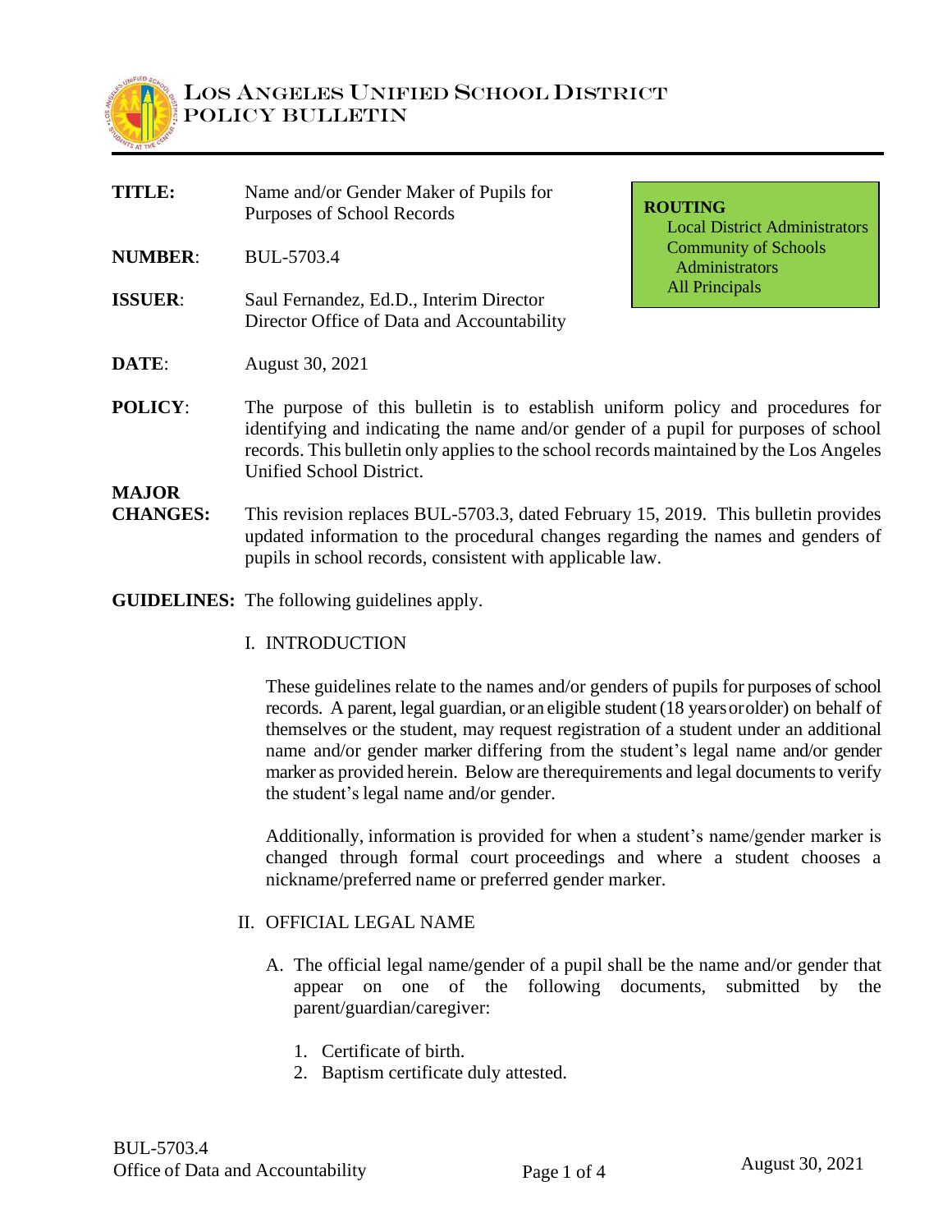# LOS ANGELES UNIFIED SCHOOL DISTRICT
## POLICY BULLETIN

| | |
|---|---|
| **TITLE:** | Name and/or Gender Maker of Pupils for Purposes of School Records |
| **NUMBER**: | BUL-5703.4 |
| **ISSUER**: | Saul Fernandez, Ed.D., Interim Director<br>Director Office of Data and Accountability |
| **DATE**: | August 30, 2021 |

**ROUTING**
Local District Administrators
Community of Schools Administrators
All Principals

**POLICY**: The purpose of this bulletin is to establish uniform policy and procedures for identifying and indicating the name and/or gender of a pupil for purposes of school records. This bulletin only applies to the school records maintained by the Los Angeles Unified School District.

**MAJOR CHANGES:** This revision replaces BUL-5703.3, dated February 15, 2019. This bulletin provides updated information to the procedural changes regarding the names and genders of pupils in school records, consistent with applicable law.

**GUIDELINES:** The following guidelines apply.

I. INTRODUCTION

These guidelines relate to the names and/or genders of pupils for purposes of school records. A parent, legal guardian, or an eligible student (18 years or older) on behalf of themselves or the student, may request registration of a student under an additional name and/or gender marker differing from the student's legal name and/or gender marker as provided herein. Below are therequirements and legal documents to verify the student's legal name and/or gender.

Additionally, information is provided for when a student's name/gender marker is changed through formal court proceedings and where a student chooses a nickname/preferred name or preferred gender marker.

II. OFFICIAL LEGAL NAME

A. The official legal name/gender of a pupil shall be the name and/or gender that appear on one of the following documents, submitted by the parent/guardian/caregiver:

1. Certificate of birth.
2. Baptism certificate duly attested.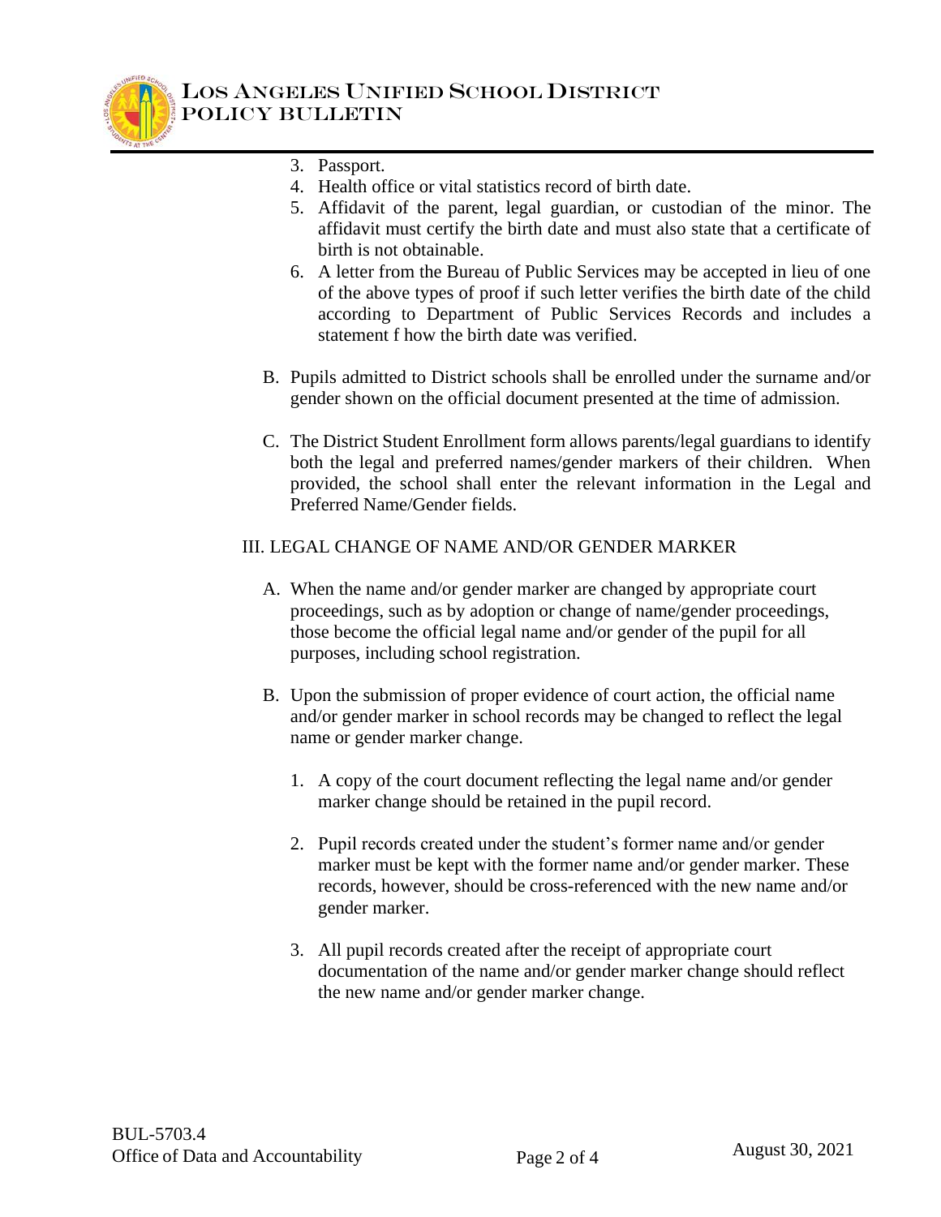3. Passport.
4. Health office or vital statistics record of birth date.
5. Affidavit of the parent, legal guardian, or custodian of the minor. The affidavit must certify the birth date and must also state that a certificate of birth is not obtainable.
6. A letter from the Bureau of Public Services may be accepted in lieu of one of the above types of proof if such letter verifies the birth date of the child according to Department of Public Services Records and includes a statement f how the birth date was verified.

B. Pupils admitted to District schools shall be enrolled under the surname and/or gender shown on the official document presented at the time of admission.

C. The District Student Enrollment form allows parents/legal guardians to identify both the legal and preferred names/gender markers of their children. When provided, the school shall enter the relevant information in the Legal and Preferred Name/Gender fields.

## III. LEGAL CHANGE OF NAME AND/OR GENDER MARKER

A. When the name and/or gender marker are changed by appropriate court proceedings, such as by adoption or change of name/gender proceedings, those become the official legal name and/or gender of the pupil for all purposes, including school registration.

B. Upon the submission of proper evidence of court action, the official name and/or gender marker in school records may be changed to reflect the legal name or gender marker change.

1. A copy of the court document reflecting the legal name and/or gender marker change should be retained in the pupil record.

2. Pupil records created under the student's former name and/or gender marker must be kept with the former name and/or gender marker. These records, however, should be cross-referenced with the new name and/or gender marker.

3. All pupil records created after the receipt of appropriate court documentation of the name and/or gender marker change should reflect the new name and/or gender marker change.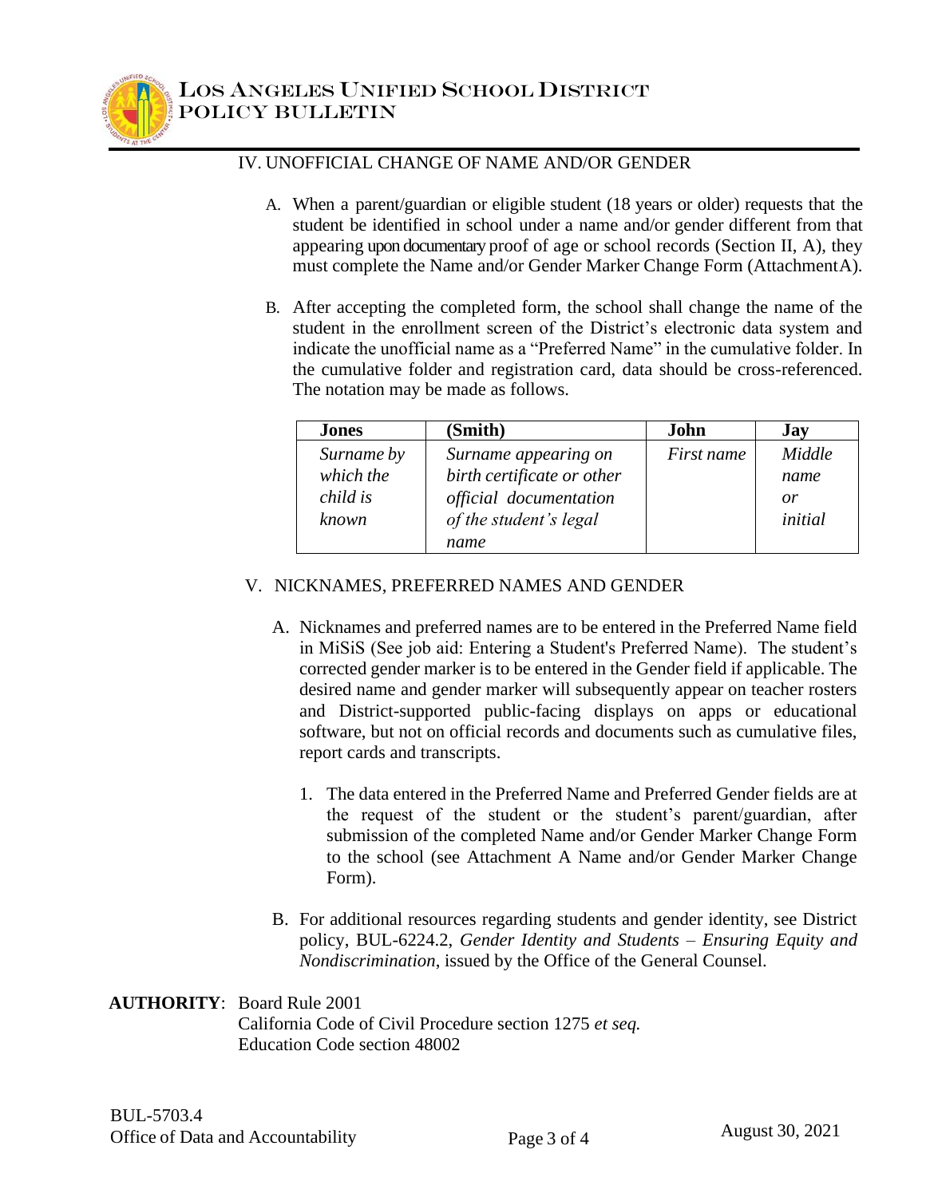## IV. UNOFFICIAL CHANGE OF NAME AND/OR GENDER

A. When a parent/guardian or eligible student (18 years or older) requests that the student be identified in school under a name and/or gender different from that appearing upon documentary proof of age or school records (Section II, A), they must complete the Name and/or Gender Marker Change Form (Attachment A).

B. After accepting the completed form, the school shall change the name of the student in the enrollment screen of the District's electronic data system and indicate the unofficial name as a "Preferred Name" in the cumulative folder. In the cumulative folder and registration card, data should be cross-referenced. The notation may be made as follows.

| Jones | (Smith) | John | Jay |
|---|---|---|---|
| *Surname by which the child is known* | *Surname appearing on birth certificate or other official documentation of the student's legal name* | *First name* | *Middle name or initial* |

## V. NICKNAMES, PREFERRED NAMES AND GENDER

A. Nicknames and preferred names are to be entered in the Preferred Name field in MiSiS (See job aid: Entering a Student's Preferred Name). The student's corrected gender marker is to be entered in the Gender field if applicable. The desired name and gender marker will subsequently appear on teacher rosters and District-supported public-facing displays on apps or educational software, but not on official records and documents such as cumulative files, report cards and transcripts.

   1. The data entered in the Preferred Name and Preferred Gender fields are at the request of the student or the student's parent/guardian, after submission of the completed Name and/or Gender Marker Change Form to the school (see Attachment A Name and/or Gender Marker Change Form).

B. For additional resources regarding students and gender identity, see District policy, BUL-6224.2, *Gender Identity and Students – Ensuring Equity and Nondiscrimination*, issued by the Office of the General Counsel.

**AUTHORITY**: Board Rule 2001
California Code of Civil Procedure section 1275 *et seq.*
Education Code section 48002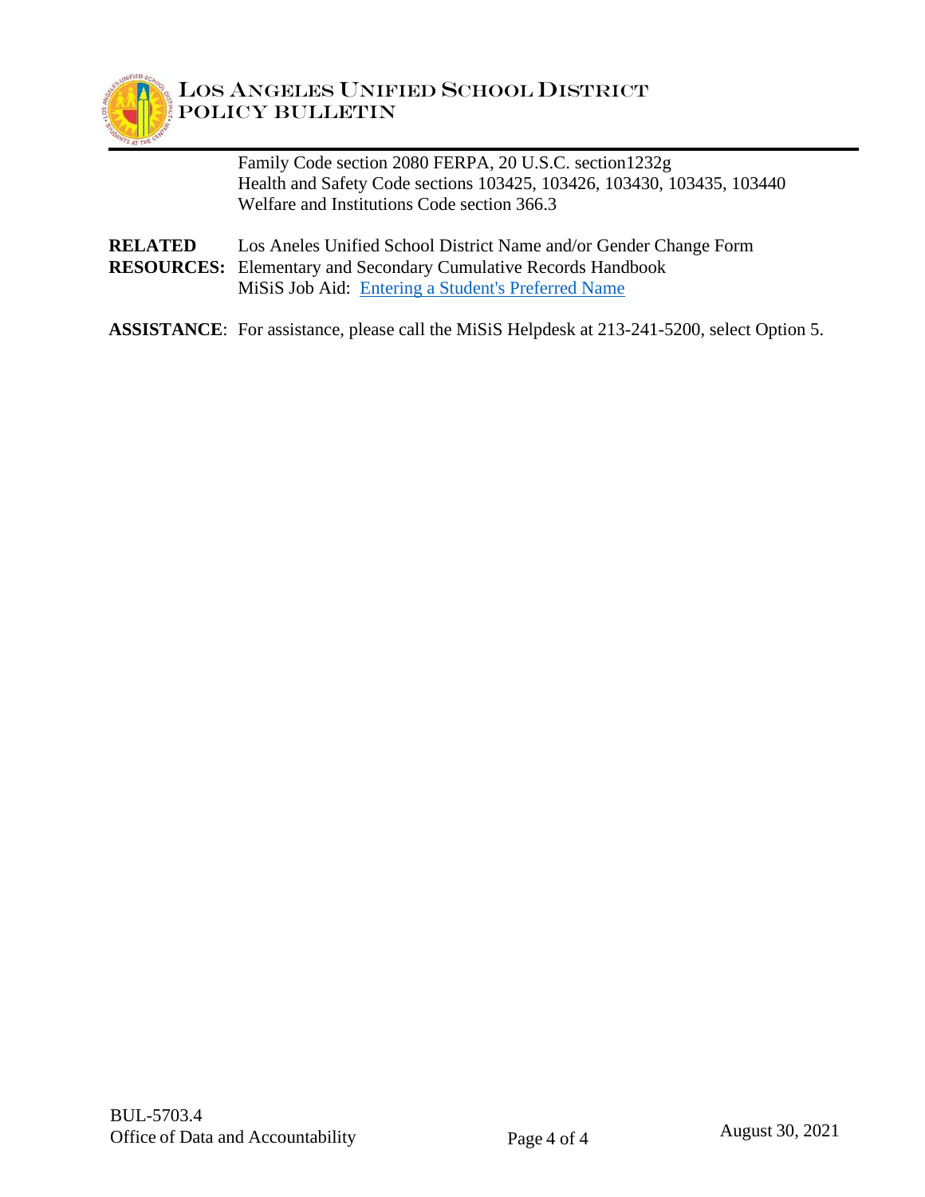Family Code section 2080 FERPA, 20 U.S.C. section1232g
Health and Safety Code sections 103425, 103426, 103430, 103435, 103440
Welfare and Institutions Code section 366.3

**RELATED RESOURCES:** Los Aneles Unified School District Name and/or Gender Change Form
Elementary and Secondary Cumulative Records Handbook
MiSiS Job Aid: [Entering a Student's Preferred Name]

**ASSISTANCE**: For assistance, please call the MiSiS Helpdesk at 213-241-5200, select Option 5.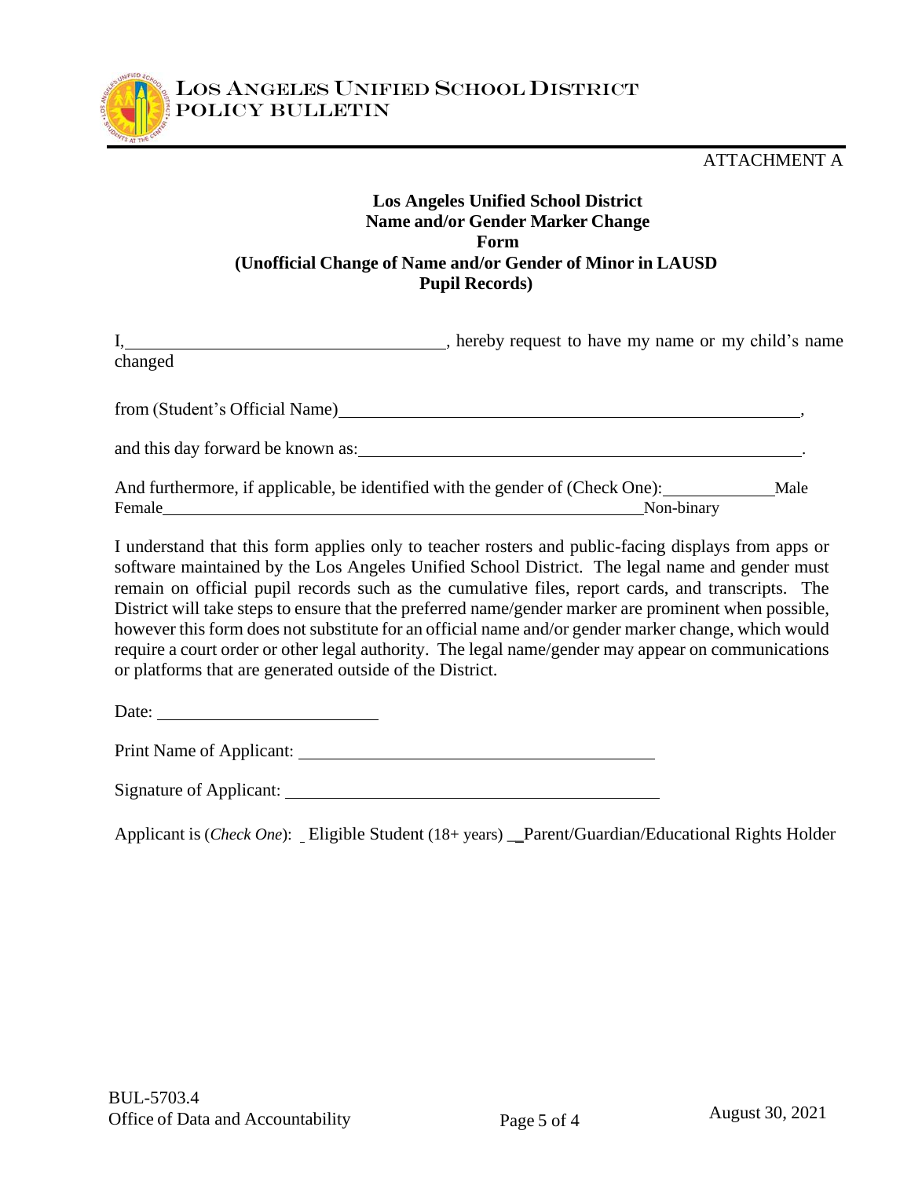ATTACHMENT A

**Los Angeles Unified School District**
**Name and/or Gender Marker Change**
**Form**
**(Unofficial Change of Name and/or Gender of Minor in LAUSD Pupil Records)**

I,\_\_\_\_\_\_\_\_\_\_\_\_\_\_\_\_\_\_\_\_\_\_\_\_\_\_\_\_\_\_\_\_\_\_\_\_, hereby request to have my name or my child's name changed

from (Student's Official Name)\_\_\_\_\_\_\_\_\_\_\_\_\_\_\_\_\_\_\_\_\_\_\_\_\_\_\_\_\_\_\_\_\_\_\_\_\_\_\_\_\_\_\_\_\_\_\_\_,

and this day forward be known as:\_\_\_\_\_\_\_\_\_\_\_\_\_\_\_\_\_\_\_\_\_\_\_\_\_\_\_\_\_\_\_\_\_\_\_\_\_\_\_\_\_\_\_\_\_\_.

And furthermore, if applicable, be identified with the gender of (Check One):\_\_\_\_\_\_\_\_\_\_\_\_Male Female\_\_\_\_\_\_\_\_\_\_\_\_\_\_\_\_\_\_\_\_\_\_\_\_\_\_\_\_\_\_\_\_\_\_\_\_\_\_\_\_\_\_\_\_\_\_\_\_\_\_\_\_\_\_Non-binary

I understand that this form applies only to teacher rosters and public-facing displays from apps or software maintained by the Los Angeles Unified School District. The legal name and gender must remain on official pupil records such as the cumulative files, report cards, and transcripts. The District will take steps to ensure that the preferred name/gender marker are prominent when possible, however this form does not substitute for an official name and/or gender marker change, which would require a court order or other legal authority. The legal name/gender may appear on communications or platforms that are generated outside of the District.

Date: \_\_\_\_\_\_\_\_\_\_\_\_\_\_\_\_\_\_\_\_\_\_\_\_\_

Print Name of Applicant: \_\_\_\_\_\_\_\_\_\_\_\_\_\_\_\_\_\_\_\_\_\_\_\_\_\_\_\_\_\_\_\_\_\_\_\_\_\_\_\_

Signature of Applicant: \_\_\_\_\_\_\_\_\_\_\_\_\_\_\_\_\_\_\_\_\_\_\_\_\_\_\_\_\_\_\_\_\_\_\_\_\_\_\_\_\_\_

Applicant is (*Check One*): \_ Eligible Student (18+ years) \_\_Parent/Guardian/Educational Rights Holder

BUL-5703.4
Office of Data and Accountability

August 30, 2021